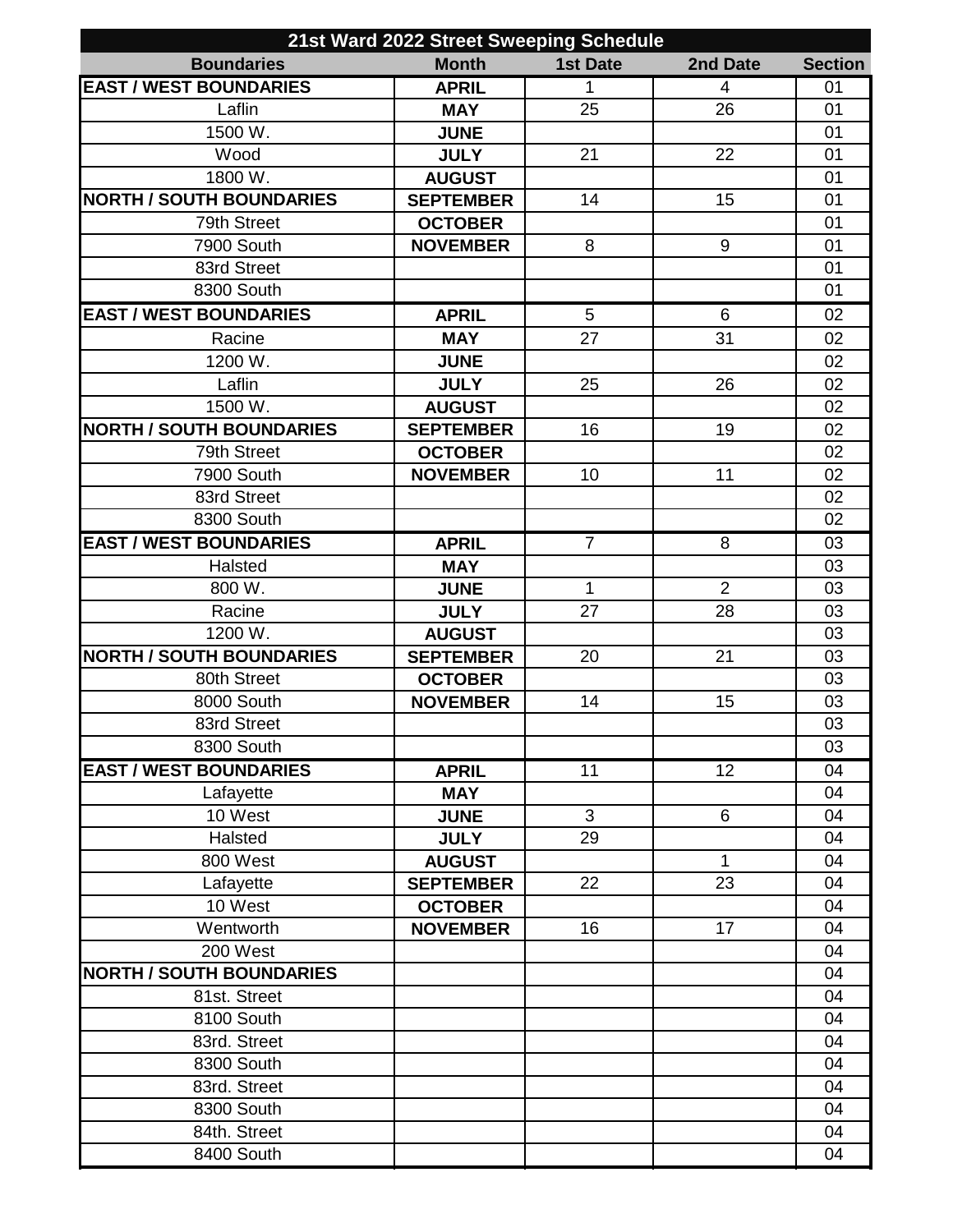| 21st Ward 2022 Street Sweeping Schedule | | | | |
|---|---|---|---|---|
| **Boundaries** | **Month** | **1st Date** | **2nd Date** | **Section** |
| **EAST / WEST BOUNDARIES** | **APRIL** | 1 | 4 | 01 |
| Laflin | **MAY** | 25 | 26 | 01 |
| 1500 W. | **JUNE** | | | 01 |
| Wood | **JULY** | 21 | 22 | 01 |
| 1800 W. | **AUGUST** | | | 01 |
| **NORTH / SOUTH BOUNDARIES** | **SEPTEMBER** | 14 | 15 | 01 |
| 79th Street | **OCTOBER** | | | 01 |
| 7900 South | **NOVEMBER** | 8 | 9 | 01 |
| 83rd Street | | | | 01 |
| 8300 South | | | | 01 |
| **EAST / WEST BOUNDARIES** | **APRIL** | 5 | 6 | 02 |
| Racine | **MAY** | 27 | 31 | 02 |
| 1200 W. | **JUNE** | | | 02 |
| Laflin | **JULY** | 25 | 26 | 02 |
| 1500 W. | **AUGUST** | | | 02 |
| **NORTH / SOUTH BOUNDARIES** | **SEPTEMBER** | 16 | 19 | 02 |
| 79th Street | **OCTOBER** | | | 02 |
| 7900 South | **NOVEMBER** | 10 | 11 | 02 |
| 83rd Street | | | | 02 |
| 8300 South | | | | 02 |
| **EAST / WEST BOUNDARIES** | **APRIL** | 7 | 8 | 03 |
| Halsted | **MAY** | | | 03 |
| 800 W. | **JUNE** | 1 | 2 | 03 |
| Racine | **JULY** | 27 | 28 | 03 |
| 1200 W. | **AUGUST** | | | 03 |
| **NORTH / SOUTH BOUNDARIES** | **SEPTEMBER** | 20 | 21 | 03 |
| 80th Street | **OCTOBER** | | | 03 |
| 8000 South | **NOVEMBER** | 14 | 15 | 03 |
| 83rd Street | | | | 03 |
| 8300 South | | | | 03 |
| **EAST / WEST BOUNDARIES** | **APRIL** | 11 | 12 | 04 |
| Lafayette | **MAY** | | | 04 |
| 10 West | **JUNE** | 3 | 6 | 04 |
| Halsted | **JULY** | 29 | | 04 |
| 800 West | **AUGUST** | | 1 | 04 |
| Lafayette | **SEPTEMBER** | 22 | 23 | 04 |
| 10 West | **OCTOBER** | | | 04 |
| Wentworth | **NOVEMBER** | 16 | 17 | 04 |
| 200 West | | | | 04 |
| **NORTH / SOUTH BOUNDARIES** | | | | 04 |
| 81st. Street | | | | 04 |
| 8100 South | | | | 04 |
| 83rd. Street | | | | 04 |
| 8300 South | | | | 04 |
| 83rd. Street | | | | 04 |
| 8300 South | | | | 04 |
| 84th. Street | | | | 04 |
| 8400 South | | | | 04 |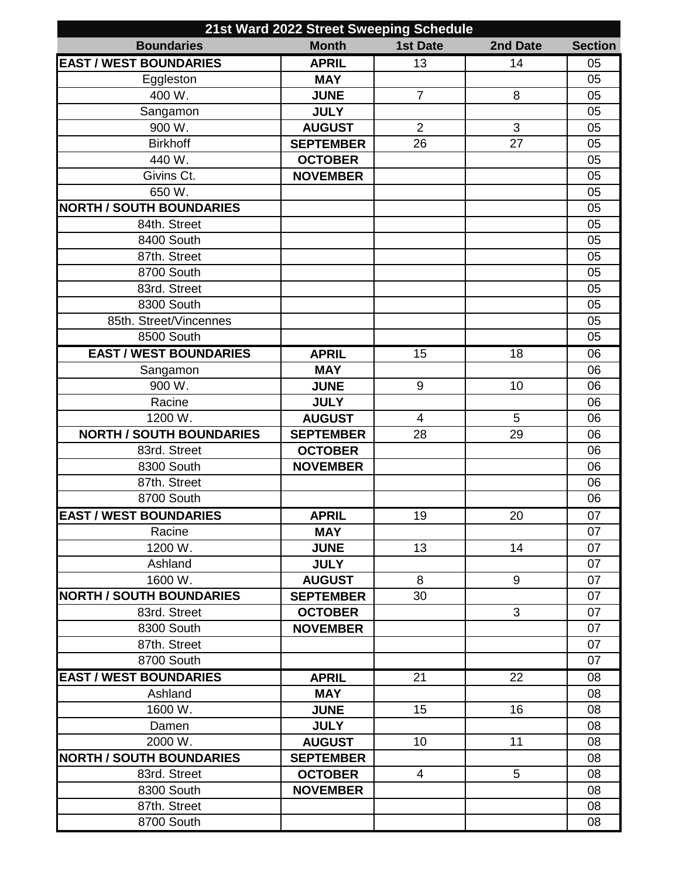| 21st Ward 2022 Street Sweeping Schedule | | | | |
|---|---|---|---|---|
| **Boundaries** | **Month** | **1st Date** | **2nd Date** | **Section** |
| **EAST / WEST BOUNDARIES** | **APRIL** | 13 | 14 | 05 |
| Eggleston | **MAY** | | | 05 |
| 400 W. | **JUNE** | 7 | 8 | 05 |
| Sangamon | **JULY** | | | 05 |
| 900 W. | **AUGUST** | 2 | 3 | 05 |
| Birkhoff | **SEPTEMBER** | 26 | 27 | 05 |
| 440 W. | **OCTOBER** | | | 05 |
| Givins Ct. | **NOVEMBER** | | | 05 |
| 650 W. | | | | 05 |
| **NORTH / SOUTH BOUNDARIES** | | | | 05 |
| 84th. Street | | | | 05 |
| 8400 South | | | | 05 |
| 87th. Street | | | | 05 |
| 8700 South | | | | 05 |
| 83rd. Street | | | | 05 |
| 8300 South | | | | 05 |
| 85th. Street/Vincennes | | | | 05 |
| 8500 South | | | | 05 |
| **EAST / WEST BOUNDARIES** | **APRIL** | 15 | 18 | 06 |
| Sangamon | **MAY** | | | 06 |
| 900 W. | **JUNE** | 9 | 10 | 06 |
| Racine | **JULY** | | | 06 |
| 1200 W. | **AUGUST** | 4 | 5 | 06 |
| **NORTH / SOUTH BOUNDARIES** | **SEPTEMBER** | 28 | 29 | 06 |
| 83rd. Street | **OCTOBER** | | | 06 |
| 8300 South | **NOVEMBER** | | | 06 |
| 87th. Street | | | | 06 |
| 8700 South | | | | 06 |
| **EAST / WEST BOUNDARIES** | **APRIL** | 19 | 20 | 07 |
| Racine | **MAY** | | | 07 |
| 1200 W. | **JUNE** | 13 | 14 | 07 |
| Ashland | **JULY** | | | 07 |
| 1600 W. | **AUGUST** | 8 | 9 | 07 |
| **NORTH / SOUTH BOUNDARIES** | **SEPTEMBER** | 30 | | 07 |
| 83rd. Street | **OCTOBER** | | 3 | 07 |
| 8300 South | **NOVEMBER** | | | 07 |
| 87th. Street | | | | 07 |
| 8700 South | | | | 07 |
| **EAST / WEST BOUNDARIES** | **APRIL** | 21 | 22 | 08 |
| Ashland | **MAY** | | | 08 |
| 1600 W. | **JUNE** | 15 | 16 | 08 |
| Damen | **JULY** | | | 08 |
| 2000 W. | **AUGUST** | 10 | 11 | 08 |
| **NORTH / SOUTH BOUNDARIES** | **SEPTEMBER** | | | 08 |
| 83rd. Street | **OCTOBER** | 4 | 5 | 08 |
| 8300 South | **NOVEMBER** | | | 08 |
| 87th. Street | | | | 08 |
| 8700 South | | | | 08 |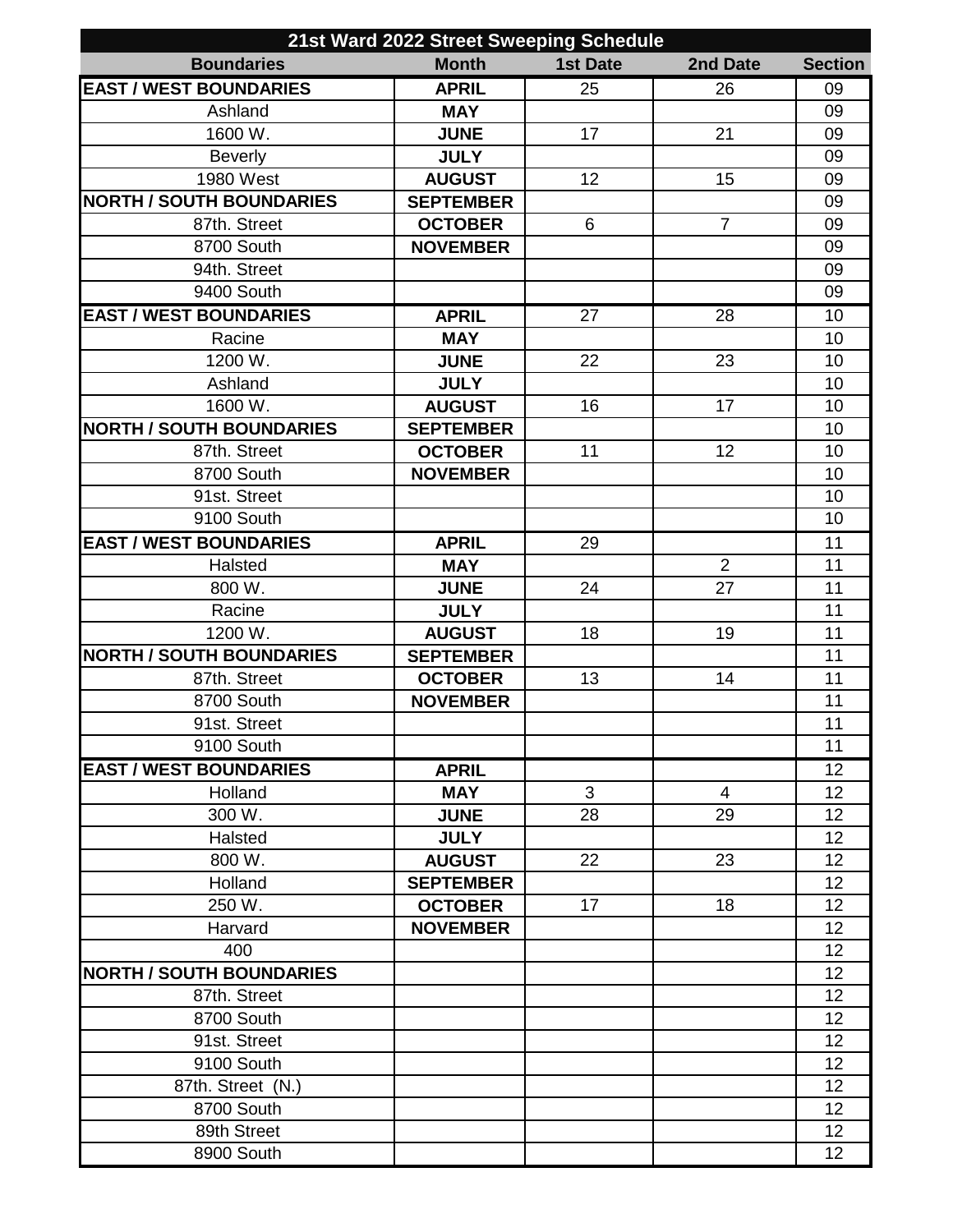| 21st Ward 2022 Street Sweeping Schedule | | | | |
|---|---|---|---|---|
| **Boundaries** | **Month** | **1st Date** | **2nd Date** | **Section** |
| **EAST / WEST BOUNDARIES** | **APRIL** | 25 | 26 | 09 |
| Ashland | **MAY** | | | 09 |
| 1600 W. | **JUNE** | 17 | 21 | 09 |
| Beverly | **JULY** | | | 09 |
| 1980 West | **AUGUST** | 12 | 15 | 09 |
| **NORTH / SOUTH BOUNDARIES** | **SEPTEMBER** | | | 09 |
| 87th. Street | **OCTOBER** | 6 | 7 | 09 |
| 8700 South | **NOVEMBER** | | | 09 |
| 94th. Street | | | | 09 |
| 9400 South | | | | 09 |
| **EAST / WEST BOUNDARIES** | **APRIL** | 27 | 28 | 10 |
| Racine | **MAY** | | | 10 |
| 1200 W. | **JUNE** | 22 | 23 | 10 |
| Ashland | **JULY** | | | 10 |
| 1600 W. | **AUGUST** | 16 | 17 | 10 |
| **NORTH / SOUTH BOUNDARIES** | **SEPTEMBER** | | | 10 |
| 87th. Street | **OCTOBER** | 11 | 12 | 10 |
| 8700 South | **NOVEMBER** | | | 10 |
| 91st. Street | | | | 10 |
| 9100 South | | | | 10 |
| **EAST / WEST BOUNDARIES** | **APRIL** | 29 | | 11 |
| Halsted | **MAY** | | 2 | 11 |
| 800 W. | **JUNE** | 24 | 27 | 11 |
| Racine | **JULY** | | | 11 |
| 1200 W. | **AUGUST** | 18 | 19 | 11 |
| **NORTH / SOUTH BOUNDARIES** | **SEPTEMBER** | | | 11 |
| 87th. Street | **OCTOBER** | 13 | 14 | 11 |
| 8700 South | **NOVEMBER** | | | 11 |
| 91st. Street | | | | 11 |
| 9100 South | | | | 11 |
| **EAST / WEST BOUNDARIES** | **APRIL** | | | 12 |
| Holland | **MAY** | 3 | 4 | 12 |
| 300 W. | **JUNE** | 28 | 29 | 12 |
| Halsted | **JULY** | | | 12 |
| 800 W. | **AUGUST** | 22 | 23 | 12 |
| Holland | **SEPTEMBER** | | | 12 |
| 250 W. | **OCTOBER** | 17 | 18 | 12 |
| Harvard | **NOVEMBER** | | | 12 |
| 400 | | | | 12 |
| **NORTH / SOUTH BOUNDARIES** | | | | 12 |
| 87th. Street | | | | 12 |
| 8700 South | | | | 12 |
| 91st. Street | | | | 12 |
| 9100 South | | | | 12 |
| 87th. Street (N.) | | | | 12 |
| 8700 South | | | | 12 |
| 89th Street | | | | 12 |
| 8900 South | | | | 12 |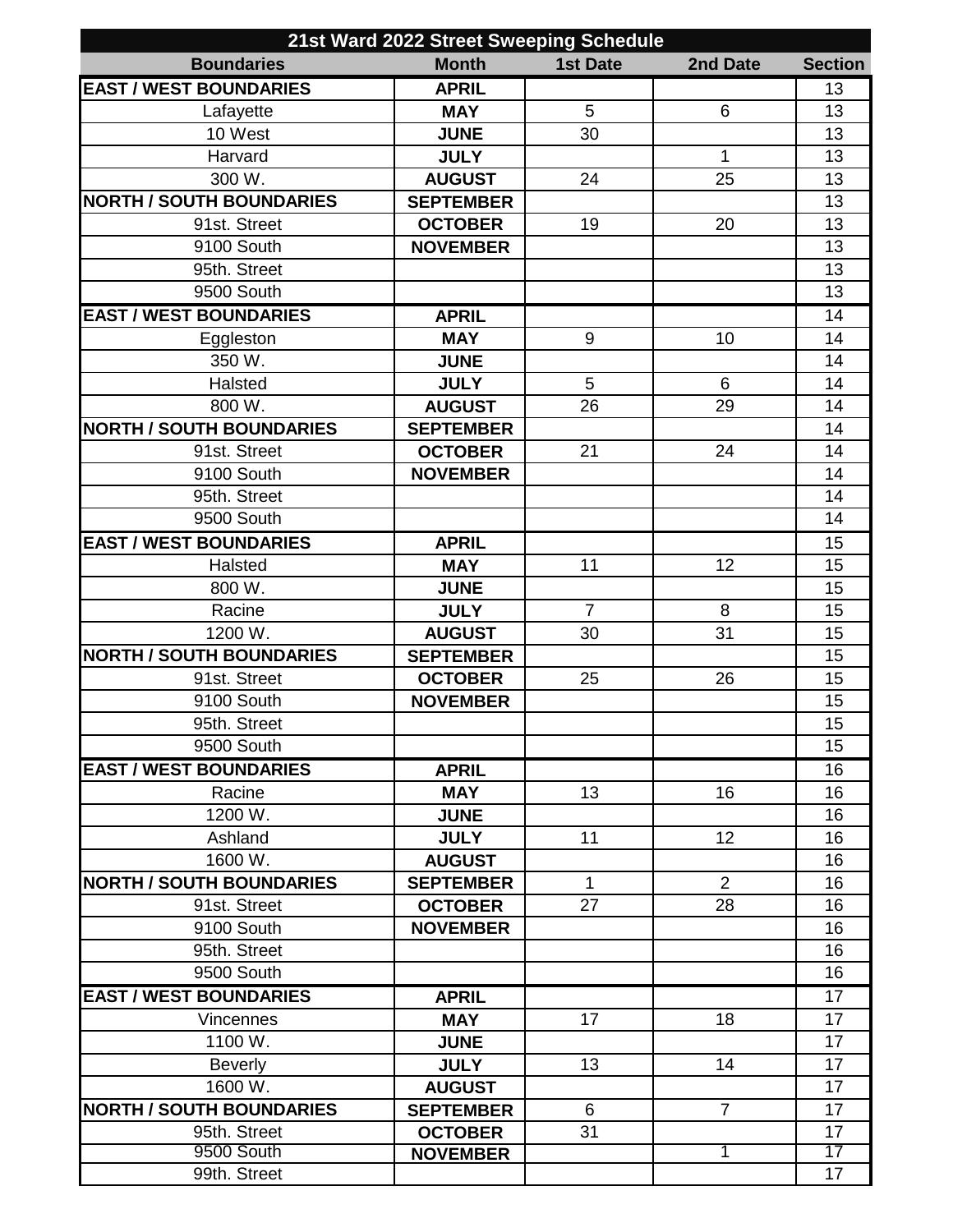| 21st Ward 2022 Street Sweeping Schedule | | | | |
|---|---|---|---|---|
| **Boundaries** | **Month** | **1st Date** | **2nd Date** | **Section** |
| **EAST / WEST BOUNDARIES** | **APRIL** | | | 13 |
| Lafayette | **MAY** | 5 | 6 | 13 |
| 10 West | **JUNE** | 30 | | 13 |
| Harvard | **JULY** | | 1 | 13 |
| 300 W. | **AUGUST** | 24 | 25 | 13 |
| **NORTH / SOUTH BOUNDARIES** | **SEPTEMBER** | | | 13 |
| 91st. Street | **OCTOBER** | 19 | 20 | 13 |
| 9100 South | **NOVEMBER** | | | 13 |
| 95th. Street | | | | 13 |
| 9500 South | | | | 13 |
| **EAST / WEST BOUNDARIES** | **APRIL** | | | 14 |
| Eggleston | **MAY** | 9 | 10 | 14 |
| 350 W. | **JUNE** | | | 14 |
| Halsted | **JULY** | 5 | 6 | 14 |
| 800 W. | **AUGUST** | 26 | 29 | 14 |
| **NORTH / SOUTH BOUNDARIES** | **SEPTEMBER** | | | 14 |
| 91st. Street | **OCTOBER** | 21 | 24 | 14 |
| 9100 South | **NOVEMBER** | | | 14 |
| 95th. Street | | | | 14 |
| 9500 South | | | | 14 |
| **EAST / WEST BOUNDARIES** | **APRIL** | | | 15 |
| Halsted | **MAY** | 11 | 12 | 15 |
| 800 W. | **JUNE** | | | 15 |
| Racine | **JULY** | 7 | 8 | 15 |
| 1200 W. | **AUGUST** | 30 | 31 | 15 |
| **NORTH / SOUTH BOUNDARIES** | **SEPTEMBER** | | | 15 |
| 91st. Street | **OCTOBER** | 25 | 26 | 15 |
| 9100 South | **NOVEMBER** | | | 15 |
| 95th. Street | | | | 15 |
| 9500 South | | | | 15 |
| **EAST / WEST BOUNDARIES** | **APRIL** | | | 16 |
| Racine | **MAY** | 13 | 16 | 16 |
| 1200 W. | **JUNE** | | | 16 |
| Ashland | **JULY** | 11 | 12 | 16 |
| 1600 W. | **AUGUST** | | | 16 |
| **NORTH / SOUTH BOUNDARIES** | **SEPTEMBER** | 1 | 2 | 16 |
| 91st. Street | **OCTOBER** | 27 | 28 | 16 |
| 9100 South | **NOVEMBER** | | | 16 |
| 95th. Street | | | | 16 |
| 9500 South | | | | 16 |
| **EAST / WEST BOUNDARIES** | **APRIL** | | | 17 |
| Vincennes | **MAY** | 17 | 18 | 17 |
| 1100 W. | **JUNE** | | | 17 |
| Beverly | **JULY** | 13 | 14 | 17 |
| 1600 W. | **AUGUST** | | | 17 |
| **NORTH / SOUTH BOUNDARIES** | **SEPTEMBER** | 6 | 7 | 17 |
| 95th. Street | **OCTOBER** | 31 | | 17 |
| 9500 South | **NOVEMBER** | | 1 | 17 |
| 99th. Street | | | | 17 |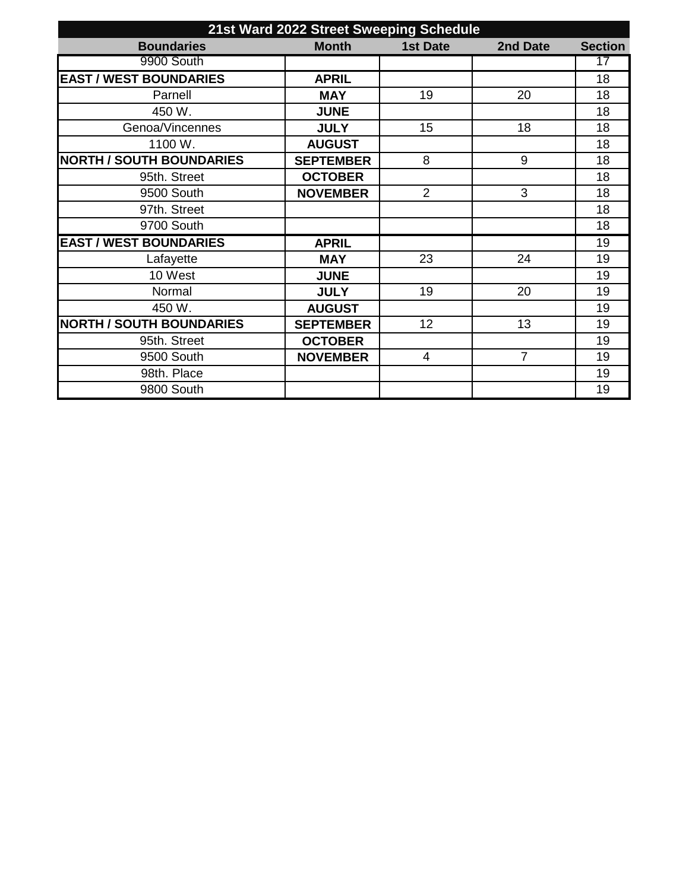| 21st Ward 2022 Street Sweeping Schedule | | | | |
|---|---|---|---|---|
| **Boundaries** | **Month** | **1st Date** | **2nd Date** | **Section** |
| 9900 South | | | | 17 |
| **EAST / WEST BOUNDARIES** | **APRIL** | | | 18 |
| Parnell | **MAY** | 19 | 20 | 18 |
| 450 W. | **JUNE** | | | 18 |
| Genoa/Vincennes | **JULY** | 15 | 18 | 18 |
| 1100 W. | **AUGUST** | | | 18 |
| **NORTH / SOUTH BOUNDARIES** | **SEPTEMBER** | 8 | 9 | 18 |
| 95th. Street | **OCTOBER** | | | 18 |
| 9500 South | **NOVEMBER** | 2 | 3 | 18 |
| 97th. Street | | | | 18 |
| 9700 South | | | | 18 |
| **EAST / WEST BOUNDARIES** | **APRIL** | | | 19 |
| Lafayette | **MAY** | 23 | 24 | 19 |
| 10 West | **JUNE** | | | 19 |
| Normal | **JULY** | 19 | 20 | 19 |
| 450 W. | **AUGUST** | | | 19 |
| **NORTH / SOUTH BOUNDARIES** | **SEPTEMBER** | 12 | 13 | 19 |
| 95th. Street | **OCTOBER** | | | 19 |
| 9500 South | **NOVEMBER** | 4 | 7 | 19 |
| 98th. Place | | | | 19 |
| 9800 South | | | | 19 |